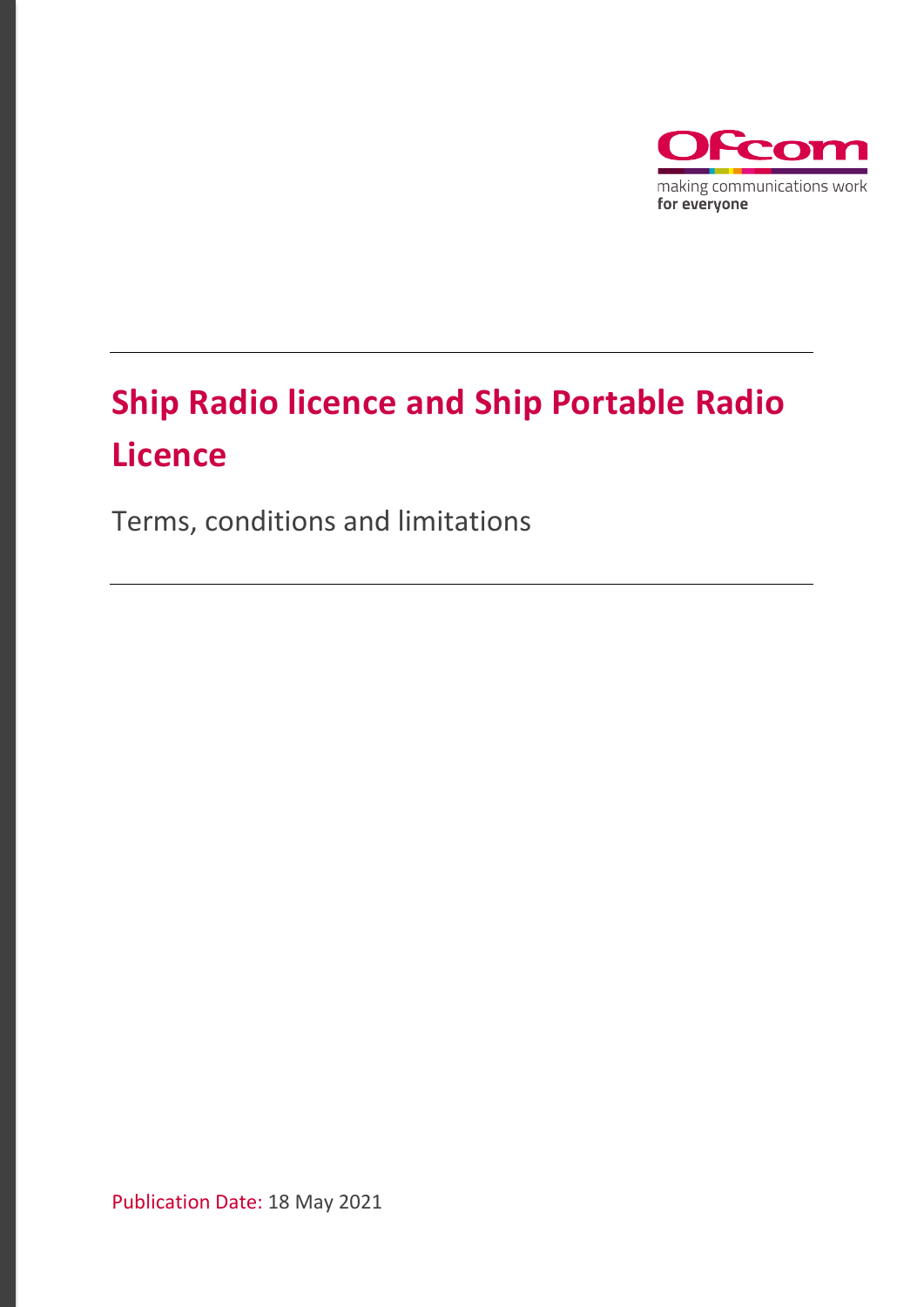Ofcom

making communications work
**for everyone**

# Ship Radio licence and Ship Portable Radio Licence

Terms, conditions and limitations

Publication Date: 18 May 2021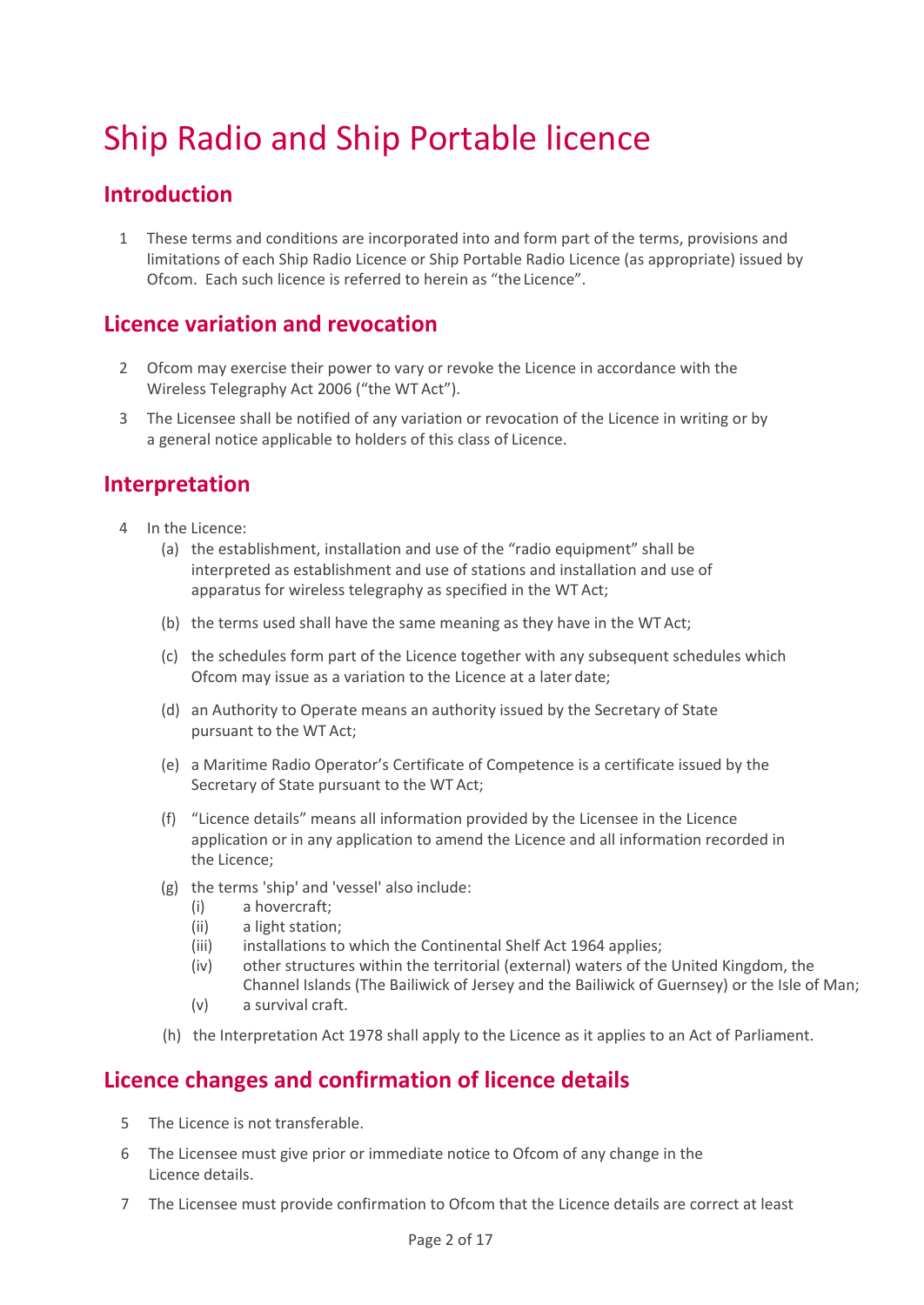# Ship Radio and Ship Portable licence

## Introduction

1 These terms and conditions are incorporated into and form part of the terms, provisions and limitations of each Ship Radio Licence or Ship Portable Radio Licence (as appropriate) issued by Ofcom. Each such licence is referred to herein as "the Licence".

## Licence variation and revocation

2 Ofcom may exercise their power to vary or revoke the Licence in accordance with the Wireless Telegraphy Act 2006 ("the WT Act").

3 The Licensee shall be notified of any variation or revocation of the Licence in writing or by a general notice applicable to holders of this class of Licence.

## Interpretation

4 In the Licence:

   (a) the establishment, installation and use of the "radio equipment" shall be interpreted as establishment and use of stations and installation and use of apparatus for wireless telegraphy as specified in the WT Act;

   (b) the terms used shall have the same meaning as they have in the WT Act;

   (c) the schedules form part of the Licence together with any subsequent schedules which Ofcom may issue as a variation to the Licence at a later date;

   (d) an Authority to Operate means an authority issued by the Secretary of State pursuant to the WT Act;

   (e) a Maritime Radio Operator's Certificate of Competence is a certificate issued by the Secretary of State pursuant to the WT Act;

   (f) "Licence details" means all information provided by the Licensee in the Licence application or in any application to amend the Licence and all information recorded in the Licence;

   (g) the terms 'ship' and 'vessel' also include:
      (i) a hovercraft;
      (ii) a light station;
      (iii) installations to which the Continental Shelf Act 1964 applies;
      (iv) other structures within the territorial (external) waters of the United Kingdom, the Channel Islands (The Bailiwick of Jersey and the Bailiwick of Guernsey) or the Isle of Man;
      (v) a survival craft.

   (h) the Interpretation Act 1978 shall apply to the Licence as it applies to an Act of Parliament.

## Licence changes and confirmation of licence details

5 The Licence is not transferable.

6 The Licensee must give prior or immediate notice to Ofcom of any change in the Licence details.

7 The Licensee must provide confirmation to Ofcom that the Licence details are correct at least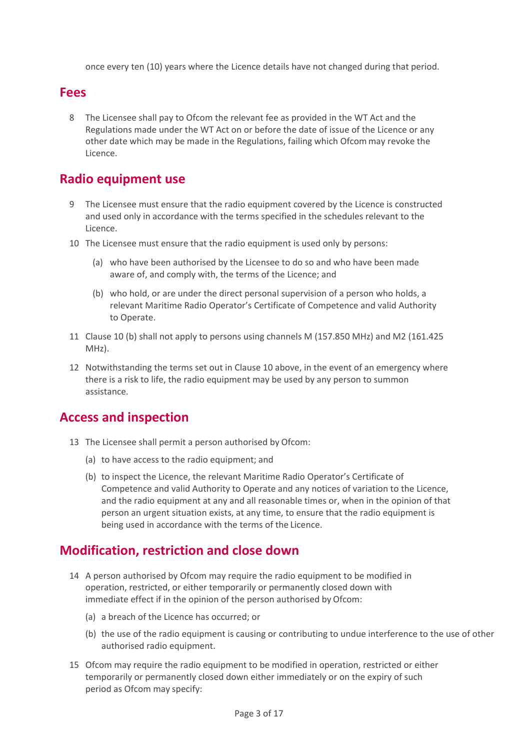once every ten (10) years where the Licence details have not changed during that period.

## Fees

8 The Licensee shall pay to Ofcom the relevant fee as provided in the WT Act and the Regulations made under the WT Act on or before the date of issue of the Licence or any other date which may be made in the Regulations, failing which Ofcom may revoke the Licence.

## Radio equipment use

9 The Licensee must ensure that the radio equipment covered by the Licence is constructed and used only in accordance with the terms specified in the schedules relevant to the Licence.

10 The Licensee must ensure that the radio equipment is used only by persons:

(a) who have been authorised by the Licensee to do so and who have been made aware of, and comply with, the terms of the Licence; and

(b) who hold, or are under the direct personal supervision of a person who holds, a relevant Maritime Radio Operator's Certificate of Competence and valid Authority to Operate.

11 Clause 10 (b) shall not apply to persons using channels M (157.850 MHz) and M2 (161.425 MHz).

12 Notwithstanding the terms set out in Clause 10 above, in the event of an emergency where there is a risk to life, the radio equipment may be used by any person to summon assistance.

## Access and inspection

13 The Licensee shall permit a person authorised by Ofcom:

(a) to have access to the radio equipment; and

(b) to inspect the Licence, the relevant Maritime Radio Operator's Certificate of Competence and valid Authority to Operate and any notices of variation to the Licence, and the radio equipment at any and all reasonable times or, when in the opinion of that person an urgent situation exists, at any time, to ensure that the radio equipment is being used in accordance with the terms of the Licence.

## Modification, restriction and close down

14 A person authorised by Ofcom may require the radio equipment to be modified in operation, restricted, or either temporarily or permanently closed down with immediate effect if in the opinion of the person authorised by Ofcom:

(a) a breach of the Licence has occurred; or

(b) the use of the radio equipment is causing or contributing to undue interference to the use of other authorised radio equipment.

15 Ofcom may require the radio equipment to be modified in operation, restricted or either temporarily or permanently closed down either immediately or on the expiry of such period as Ofcom may specify: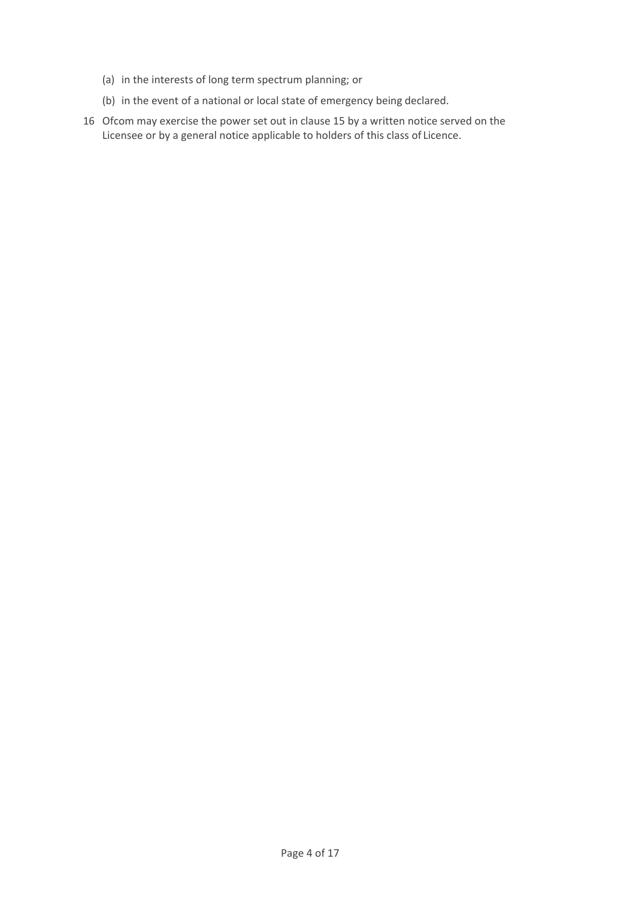(a) in the interests of long term spectrum planning; or

(b) in the event of a national or local state of emergency being declared.

16 Ofcom may exercise the power set out in clause 15 by a written notice served on the Licensee or by a general notice applicable to holders of this class of Licence.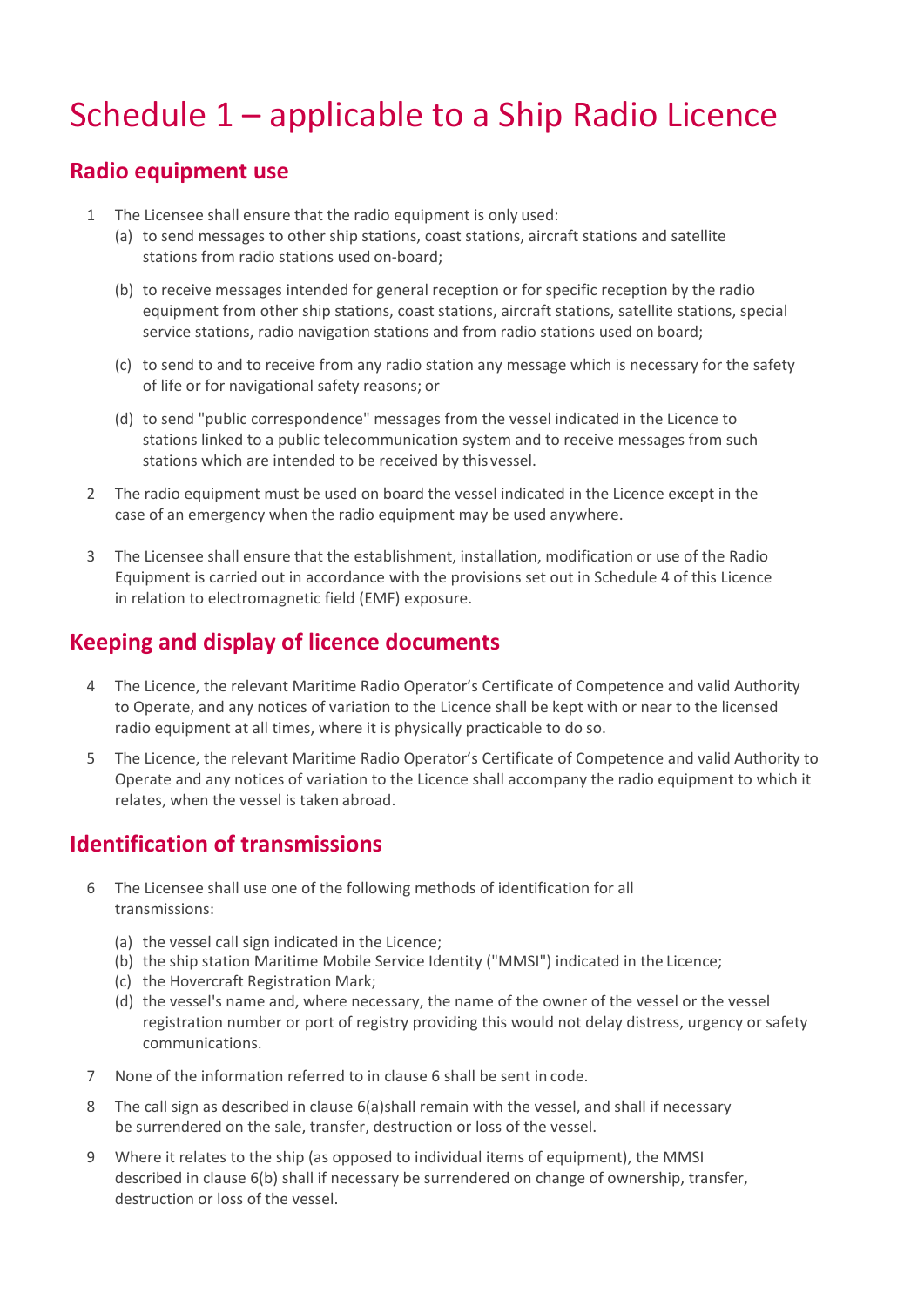# Schedule 1 – applicable to a Ship Radio Licence

## Radio equipment use

1 The Licensee shall ensure that the radio equipment is only used:

(a) to send messages to other ship stations, coast stations, aircraft stations and satellite stations from radio stations used on-board;

(b) to receive messages intended for general reception or for specific reception by the radio equipment from other ship stations, coast stations, aircraft stations, satellite stations, special service stations, radio navigation stations and from radio stations used on board;

(c) to send to and to receive from any radio station any message which is necessary for the safety of life or for navigational safety reasons; or

(d) to send "public correspondence" messages from the vessel indicated in the Licence to stations linked to a public telecommunication system and to receive messages from such stations which are intended to be received by this vessel.

2 The radio equipment must be used on board the vessel indicated in the Licence except in the case of an emergency when the radio equipment may be used anywhere.

3 The Licensee shall ensure that the establishment, installation, modification or use of the Radio Equipment is carried out in accordance with the provisions set out in Schedule 4 of this Licence in relation to electromagnetic field (EMF) exposure.

## Keeping and display of licence documents

4 The Licence, the relevant Maritime Radio Operator's Certificate of Competence and valid Authority to Operate, and any notices of variation to the Licence shall be kept with or near to the licensed radio equipment at all times, where it is physically practicable to do so.

5 The Licence, the relevant Maritime Radio Operator's Certificate of Competence and valid Authority to Operate and any notices of variation to the Licence shall accompany the radio equipment to which it relates, when the vessel is taken abroad.

## Identification of transmissions

6 The Licensee shall use one of the following methods of identification for all transmissions:

(a) the vessel call sign indicated in the Licence;
(b) the ship station Maritime Mobile Service Identity ("MMSI") indicated in the Licence;
(c) the Hovercraft Registration Mark;
(d) the vessel's name and, where necessary, the name of the owner of the vessel or the vessel registration number or port of registry providing this would not delay distress, urgency or safety communications.

7 None of the information referred to in clause 6 shall be sent in code.

8 The call sign as described in clause 6(a)shall remain with the vessel, and shall if necessary be surrendered on the sale, transfer, destruction or loss of the vessel.

9 Where it relates to the ship (as opposed to individual items of equipment), the MMSI described in clause 6(b) shall if necessary be surrendered on change of ownership, transfer, destruction or loss of the vessel.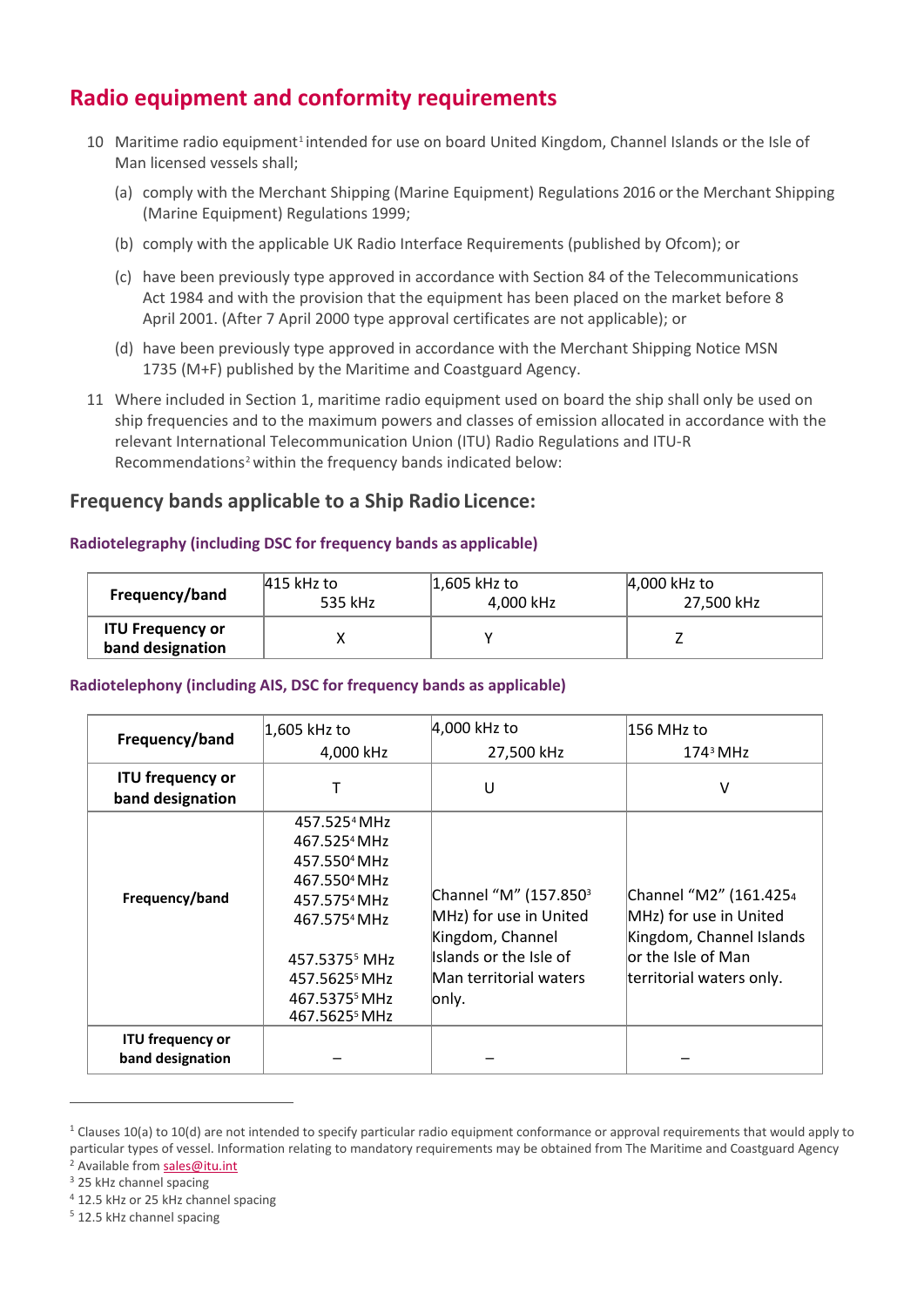## Radio equipment and conformity requirements

10 Maritime radio equipment[1] intended for use on board United Kingdom, Channel Islands or the Isle of Man licensed vessels shall;

(a) comply with the Merchant Shipping (Marine Equipment) Regulations 2016 or the Merchant Shipping (Marine Equipment) Regulations 1999;

(b) comply with the applicable UK Radio Interface Requirements (published by Ofcom); or

(c) have been previously type approved in accordance with Section 84 of the Telecommunications Act 1984 and with the provision that the equipment has been placed on the market before 8 April 2001. (After 7 April 2000 type approval certificates are not applicable); or

(d) have been previously type approved in accordance with the Merchant Shipping Notice MSN 1735 (M+F) published by the Maritime and Coastguard Agency.

11 Where included in Section 1, maritime radio equipment used on board the ship shall only be used on ship frequencies and to the maximum powers and classes of emission allocated in accordance with the relevant International Telecommunication Union (ITU) Radio Regulations and ITU-R Recommendations[2] within the frequency bands indicated below:

### Frequency bands applicable to a Ship Radio Licence:

#### Radiotelegraphy (including DSC for frequency bands as applicable)

| **Frequency/band** | 415 kHz to 535 kHz | 1,605 kHz to 4,000 kHz | 4,000 kHz to 27,500 kHz |
|---|---|---|---|
| **ITU Frequency or band designation** | X | Y | Z |

#### Radiotelephony (including AIS, DSC for frequency bands as applicable)

| **Frequency/band** | 1,605 kHz to 4,000 kHz | 4,000 kHz to 27,500 kHz | 156 MHz to 174[3] MHz |
|---|---|---|---|
| **ITU frequency or band designation** | T | U | V |
| **Frequency/band** | 457.525[4] MHz<br>467.525[4] MHz<br>457.550[4] MHz<br>467.550[4] MHz<br>457.575[4] MHz<br>467.575[4] MHz<br><br>457.5375[5] MHz<br>457.5625[5] MHz<br>467.5375[5] MHz<br>467.5625[5] MHz | Channel "M" (157.850[3] MHz) for use in United Kingdom, Channel Islands or the Isle of Man territorial waters only. | Channel "M2" (161.425[4] MHz) for use in United Kingdom, Channel Islands or the Isle of Man territorial waters only. |
| **ITU frequency or band designation** | – | – | – |

---

[1] Clauses 10(a) to 10(d) are not intended to specify particular radio equipment conformance or approval requirements that would apply to particular types of vessel. Information relating to mandatory requirements may be obtained from The Maritime and Coastguard Agency

[2] Available from sales@itu.int

[3] 25 kHz channel spacing

[4] 12.5 kHz or 25 kHz channel spacing

[5] 12.5 kHz channel spacing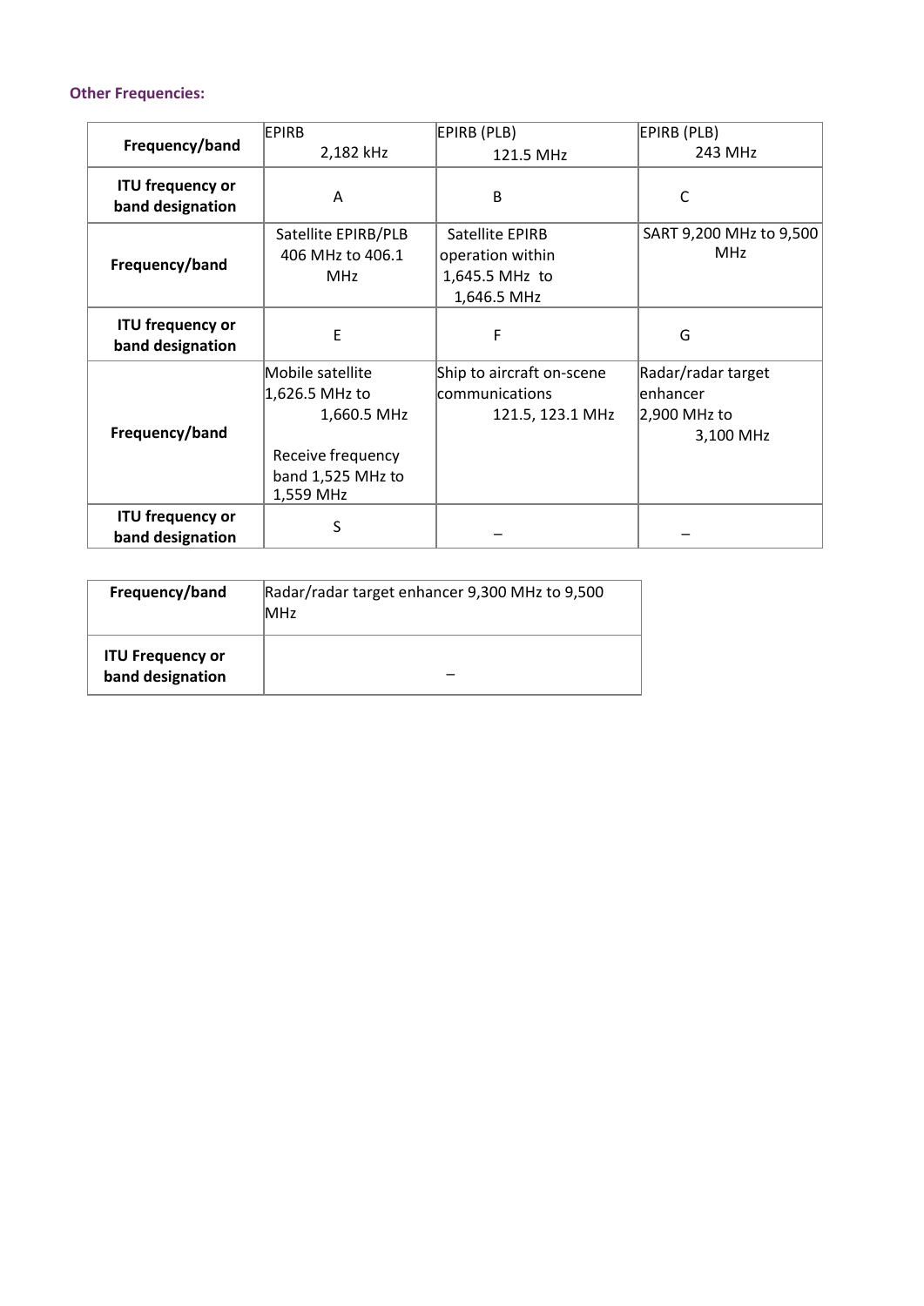**Other Frequencies:**

| Frequency/band | EPIRB 2,182 kHz | EPIRB (PLB) 121.5 MHz | EPIRB (PLB) 243 MHz |
|---|---|---|---|
| ITU frequency or band designation | A | B | C |
| Frequency/band | Satellite EPIRB/PLB 406 MHz to 406.1 MHz | Satellite EPIRB operation within 1,645.5 MHz to 1,646.5 MHz | SART 9,200 MHz to 9,500 MHz |
| ITU frequency or band designation | E | F | G |
| Frequency/band | Mobile satellite 1,626.5 MHz to 1,660.5 MHz<br><br>Receive frequency band 1,525 MHz to 1,559 MHz | Ship to aircraft on-scene communications 121.5, 123.1 MHz | Radar/radar target enhancer 2,900 MHz to 3,100 MHz |
| ITU frequency or band designation | S | – | – |

| Frequency/band | Radar/radar target enhancer 9,300 MHz to 9,500 MHz |
|---|---|
| ITU Frequency or band designation | – |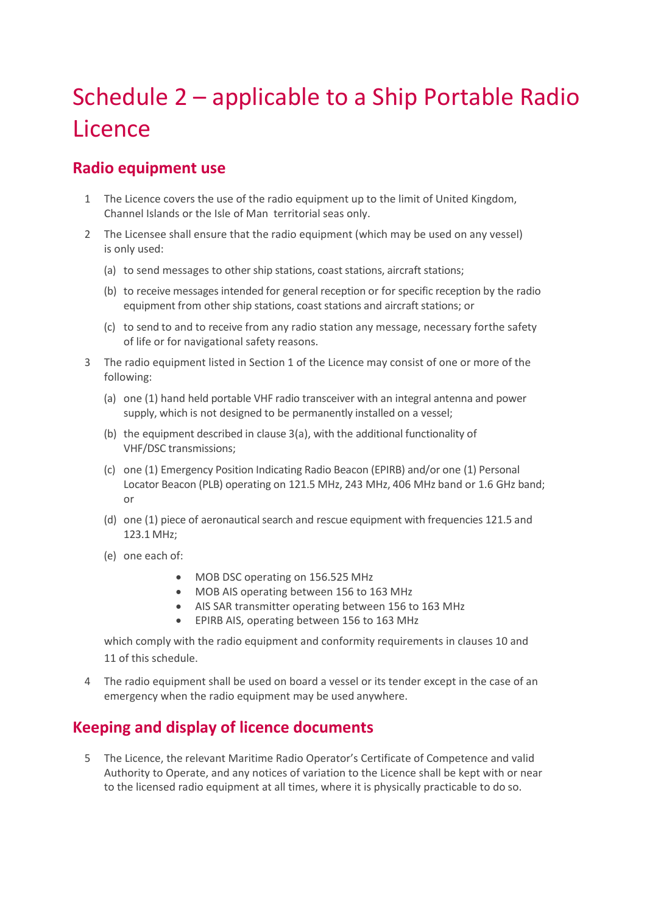# Schedule 2 – applicable to a Ship Portable Radio Licence

## Radio equipment use

1 The Licence covers the use of the radio equipment up to the limit of United Kingdom, Channel Islands or the Isle of Man territorial seas only.

2 The Licensee shall ensure that the radio equipment (which may be used on any vessel) is only used:

(a) to send messages to other ship stations, coast stations, aircraft stations;

(b) to receive messages intended for general reception or for specific reception by the radio equipment from other ship stations, coast stations and aircraft stations; or

(c) to send to and to receive from any radio station any message, necessary forthe safety of life or for navigational safety reasons.

3 The radio equipment listed in Section 1 of the Licence may consist of one or more of the following:

(a) one (1) hand held portable VHF radio transceiver with an integral antenna and power supply, which is not designed to be permanently installed on a vessel;

(b) the equipment described in clause 3(a), with the additional functionality of VHF/DSC transmissions;

(c) one (1) Emergency Position Indicating Radio Beacon (EPIRB) and/or one (1) Personal Locator Beacon (PLB) operating on 121.5 MHz, 243 MHz, 406 MHz band or 1.6 GHz band; or

(d) one (1) piece of aeronautical search and rescue equipment with frequencies 121.5 and 123.1 MHz;

(e) one each of:

- MOB DSC operating on 156.525 MHz
- MOB AIS operating between 156 to 163 MHz
- AIS SAR transmitter operating between 156 to 163 MHz
- EPIRB AIS, operating between 156 to 163 MHz

which comply with the radio equipment and conformity requirements in clauses 10 and 11 of this schedule.

4 The radio equipment shall be used on board a vessel or its tender except in the case of an emergency when the radio equipment may be used anywhere.

## Keeping and display of licence documents

5 The Licence, the relevant Maritime Radio Operator's Certificate of Competence and valid Authority to Operate, and any notices of variation to the Licence shall be kept with or near to the licensed radio equipment at all times, where it is physically practicable to do so.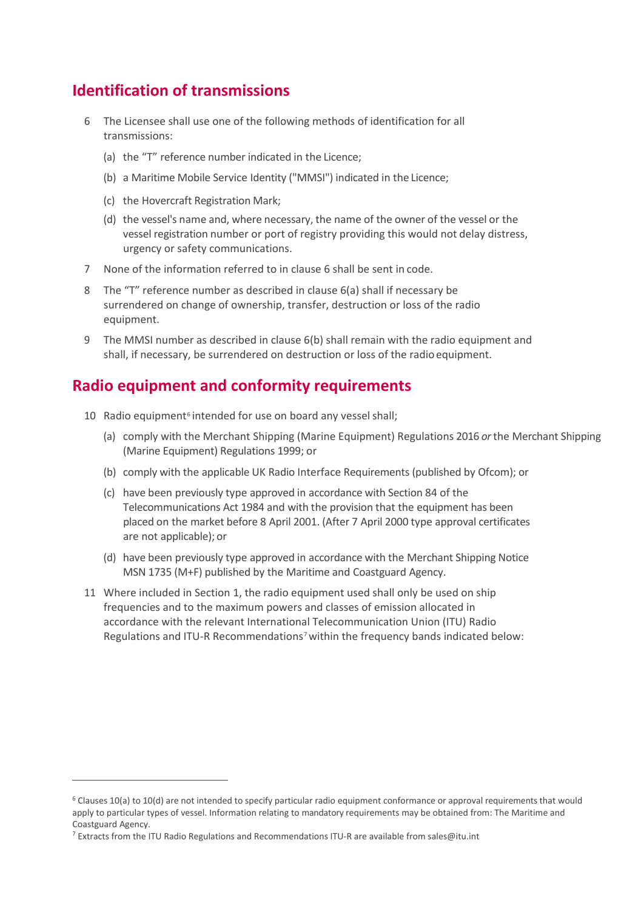## Identification of transmissions

6 The Licensee shall use one of the following methods of identification for all transmissions:

   (a) the "T" reference number indicated in the Licence;

   (b) a Maritime Mobile Service Identity ("MMSI") indicated in the Licence;

   (c) the Hovercraft Registration Mark;

   (d) the vessel's name and, where necessary, the name of the owner of the vessel or the vessel registration number or port of registry providing this would not delay distress, urgency or safety communications.

7 None of the information referred to in clause 6 shall be sent in code.

8 The "T" reference number as described in clause 6(a) shall if necessary be surrendered on change of ownership, transfer, destruction or loss of the radio equipment.

9 The MMSI number as described in clause 6(b) shall remain with the radio equipment and shall, if necessary, be surrendered on destruction or loss of the radio equipment.

## Radio equipment and conformity requirements

10 Radio equipment[6] intended for use on board any vessel shall;

   (a) comply with the Merchant Shipping (Marine Equipment) Regulations 2016 *or* the Merchant Shipping (Marine Equipment) Regulations 1999; or

   (b) comply with the applicable UK Radio Interface Requirements (published by Ofcom); or

   (c) have been previously type approved in accordance with Section 84 of the Telecommunications Act 1984 and with the provision that the equipment has been placed on the market before 8 April 2001. (After 7 April 2000 type approval certificates are not applicable); or

   (d) have been previously type approved in accordance with the Merchant Shipping Notice MSN 1735 (M+F) published by the Maritime and Coastguard Agency.

11 Where included in Section 1, the radio equipment used shall only be used on ship frequencies and to the maximum powers and classes of emission allocated in accordance with the relevant International Telecommunication Union (ITU) Radio Regulations and ITU-R Recommendations[7] within the frequency bands indicated below:

---

[6] Clauses 10(a) to 10(d) are not intended to specify particular radio equipment conformance or approval requirements that would apply to particular types of vessel. Information relating to mandatory requirements may be obtained from: The Maritime and Coastguard Agency.

[7] Extracts from the ITU Radio Regulations and Recommendations ITU-R are available from sales@itu.int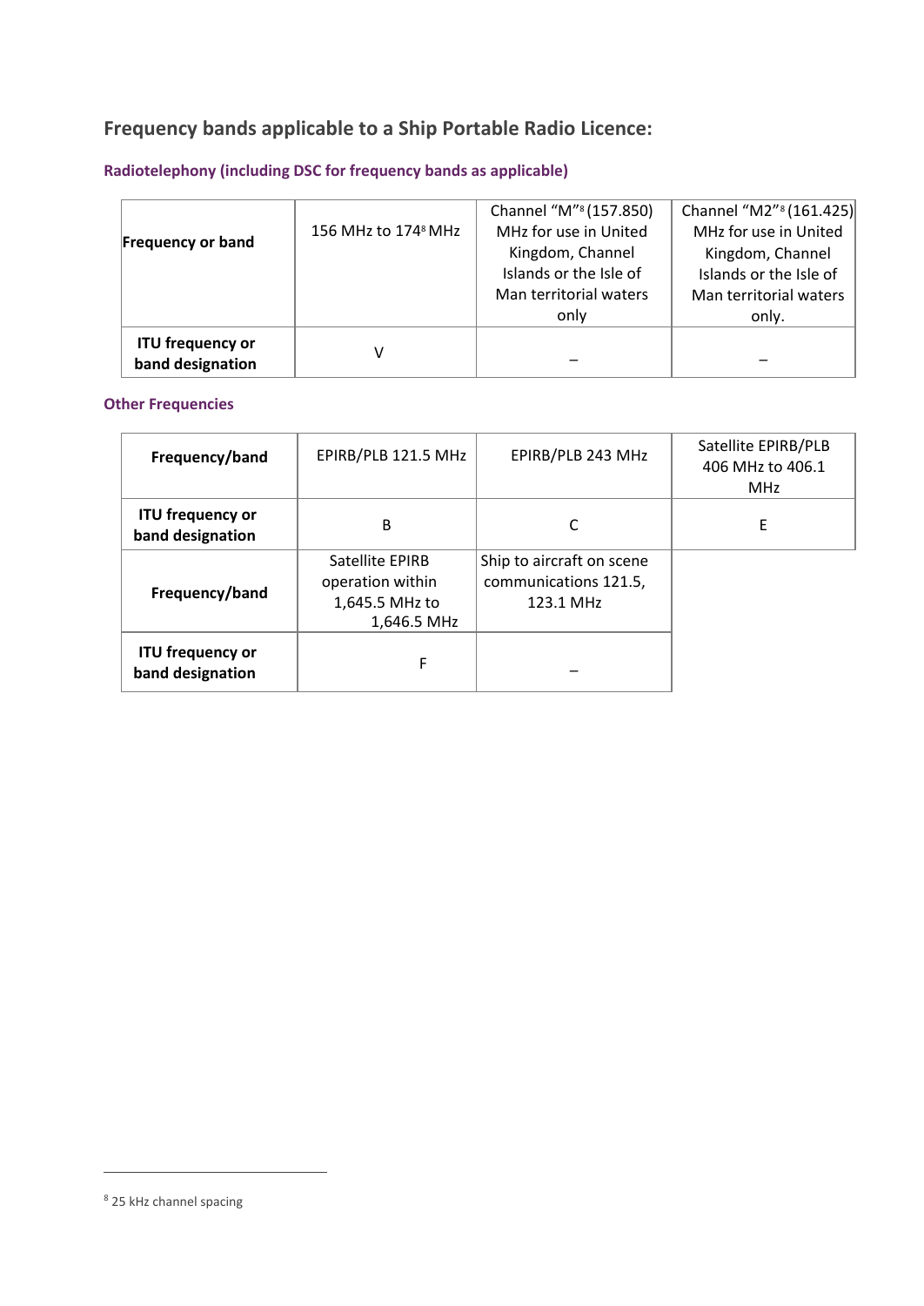## Frequency bands applicable to a Ship Portable Radio Licence:

### Radiotelephony (including DSC for frequency bands as applicable)

| Frequency or band | 156 MHz to 174[8] MHz | Channel "M"[8] (157.850) MHz for use in United Kingdom, Channel Islands or the Isle of Man territorial waters only | Channel "M2"[8] (161.425) MHz for use in United Kingdom, Channel Islands or the Isle of Man territorial waters only. |
|---|---|---|---|
| ITU frequency or band designation | V | – | – |

### Other Frequencies

| Frequency/band | EPIRB/PLB 121.5 MHz | EPIRB/PLB 243 MHz | Satellite EPIRB/PLB 406 MHz to 406.1 MHz |
|---|---|---|---|
| ITU frequency or band designation | B | C | E |
| Frequency/band | Satellite EPIRB operation within 1,645.5 MHz to 1,646.5 MHz | Ship to aircraft on scene communications 121.5, 123.1 MHz | |
| ITU frequency or band designation | F | – | |

[8] 25 kHz channel spacing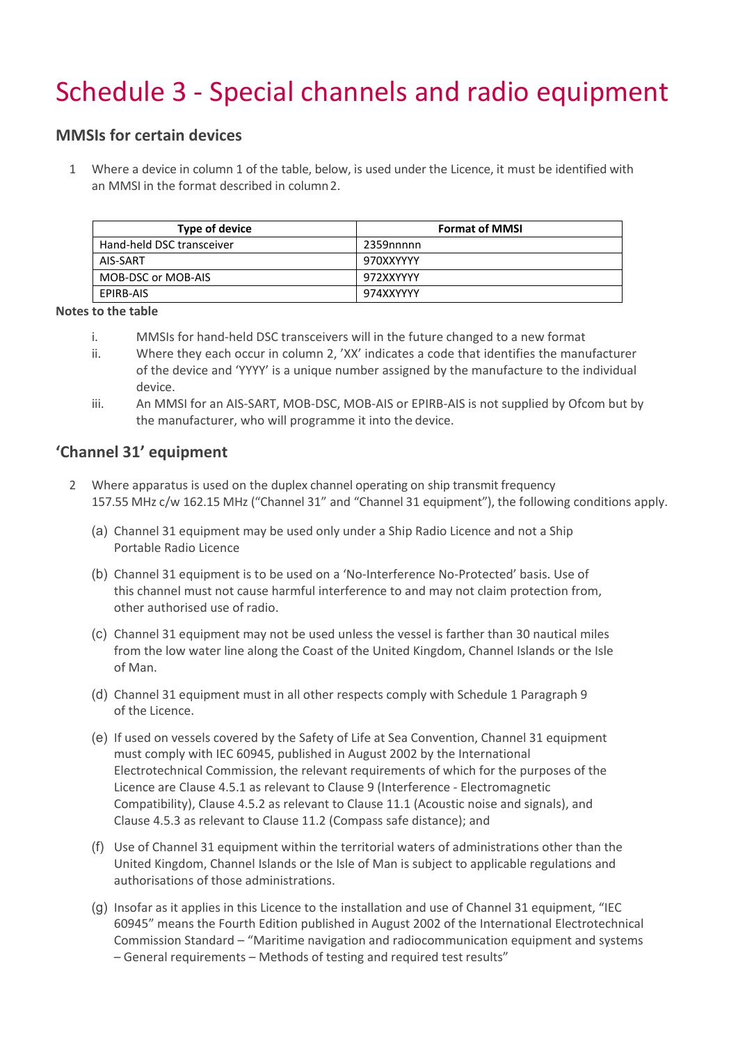# Schedule 3 - Special channels and radio equipment

## MMSIs for certain devices

1 Where a device in column 1 of the table, below, is used under the Licence, it must be identified with an MMSI in the format described in column 2.

| Type of device | Format of MMSI |
|---|---|
| Hand-held DSC transceiver | 2359nnnnn |
| AIS-SART | 970XXYYYY |
| MOB-DSC or MOB-AIS | 972XXYYYY |
| EPIRB-AIS | 974XXYYYY |

**Notes to the table**

i. MMSIs for hand-held DSC transceivers will in the future changed to a new format

ii. Where they each occur in column 2, 'XX' indicates a code that identifies the manufacturer of the device and 'YYYY' is a unique number assigned by the manufacture to the individual device.

iii. An MMSI for an AIS-SART, MOB-DSC, MOB-AIS or EPIRB-AIS is not supplied by Ofcom but by the manufacturer, who will programme it into the device.

## 'Channel 31' equipment

2 Where apparatus is used on the duplex channel operating on ship transmit frequency 157.55 MHz c/w 162.15 MHz ("Channel 31" and "Channel 31 equipment"), the following conditions apply.

(a) Channel 31 equipment may be used only under a Ship Radio Licence and not a Ship Portable Radio Licence

(b) Channel 31 equipment is to be used on a 'No-Interference No-Protected' basis. Use of this channel must not cause harmful interference to and may not claim protection from, other authorised use of radio.

(c) Channel 31 equipment may not be used unless the vessel is farther than 30 nautical miles from the low water line along the Coast of the United Kingdom, Channel Islands or the Isle of Man.

(d) Channel 31 equipment must in all other respects comply with Schedule 1 Paragraph 9 of the Licence.

(e) If used on vessels covered by the Safety of Life at Sea Convention, Channel 31 equipment must comply with IEC 60945, published in August 2002 by the International Electrotechnical Commission, the relevant requirements of which for the purposes of the Licence are Clause 4.5.1 as relevant to Clause 9 (Interference - Electromagnetic Compatibility), Clause 4.5.2 as relevant to Clause 11.1 (Acoustic noise and signals), and Clause 4.5.3 as relevant to Clause 11.2 (Compass safe distance); and

(f) Use of Channel 31 equipment within the territorial waters of administrations other than the United Kingdom, Channel Islands or the Isle of Man is subject to applicable regulations and authorisations of those administrations.

(g) Insofar as it applies in this Licence to the installation and use of Channel 31 equipment, "IEC 60945" means the Fourth Edition published in August 2002 of the International Electrotechnical Commission Standard – "Maritime navigation and radiocommunication equipment and systems – General requirements – Methods of testing and required test results"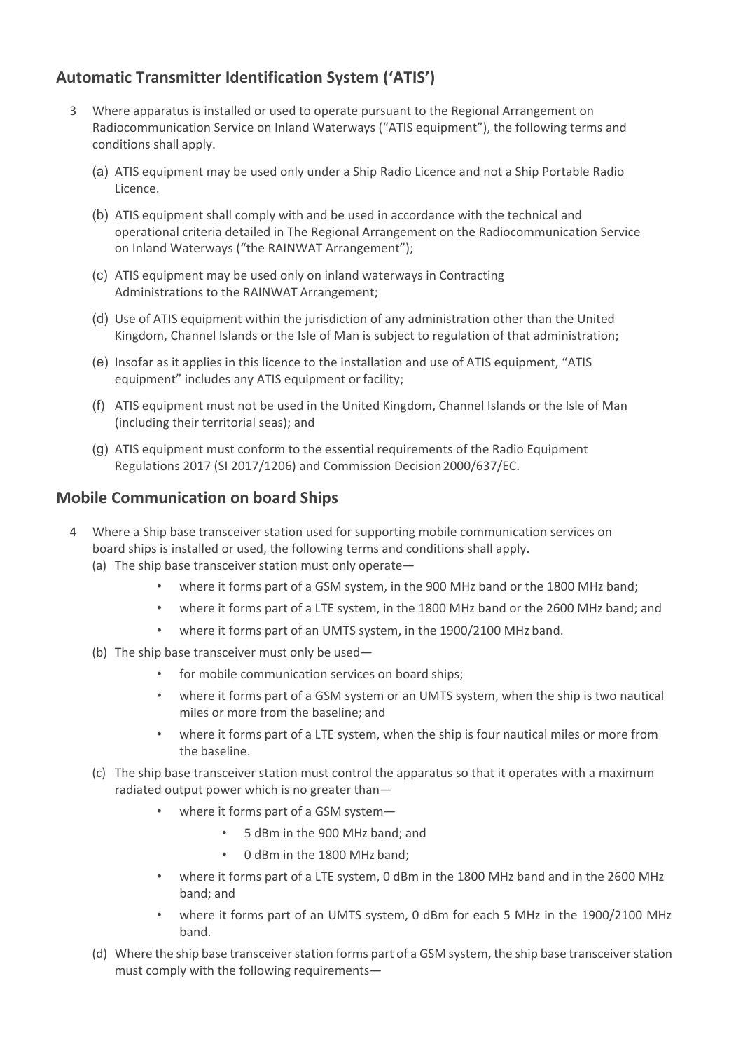## Automatic Transmitter Identification System ('ATIS')

3 Where apparatus is installed or used to operate pursuant to the Regional Arrangement on Radiocommunication Service on Inland Waterways ("ATIS equipment"), the following terms and conditions shall apply.

(a) ATIS equipment may be used only under a Ship Radio Licence and not a Ship Portable Radio Licence.

(b) ATIS equipment shall comply with and be used in accordance with the technical and operational criteria detailed in The Regional Arrangement on the Radiocommunication Service on Inland Waterways ("the RAINWAT Arrangement");

(c) ATIS equipment may be used only on inland waterways in Contracting Administrations to the RAINWAT Arrangement;

(d) Use of ATIS equipment within the jurisdiction of any administration other than the United Kingdom, Channel Islands or the Isle of Man is subject to regulation of that administration;

(e) Insofar as it applies in this licence to the installation and use of ATIS equipment, "ATIS equipment" includes any ATIS equipment or facility;

(f) ATIS equipment must not be used in the United Kingdom, Channel Islands or the Isle of Man (including their territorial seas); and

(g) ATIS equipment must conform to the essential requirements of the Radio Equipment Regulations 2017 (SI 2017/1206) and Commission Decision 2000/637/EC.

## Mobile Communication on board Ships

4 Where a Ship base transceiver station used for supporting mobile communication services on board ships is installed or used, the following terms and conditions shall apply.

(a) The ship base transceiver station must only operate—

- where it forms part of a GSM system, in the 900 MHz band or the 1800 MHz band;
- where it forms part of a LTE system, in the 1800 MHz band or the 2600 MHz band; and
- where it forms part of an UMTS system, in the 1900/2100 MHz band.

(b) The ship base transceiver must only be used—

- for mobile communication services on board ships;
- where it forms part of a GSM system or an UMTS system, when the ship is two nautical miles or more from the baseline; and
- where it forms part of a LTE system, when the ship is four nautical miles or more from the baseline.

(c) The ship base transceiver station must control the apparatus so that it operates with a maximum radiated output power which is no greater than—

- where it forms part of a GSM system—
  - 5 dBm in the 900 MHz band; and
  - 0 dBm in the 1800 MHz band;
- where it forms part of a LTE system, 0 dBm in the 1800 MHz band and in the 2600 MHz band; and
- where it forms part of an UMTS system, 0 dBm for each 5 MHz in the 1900/2100 MHz band.

(d) Where the ship base transceiver station forms part of a GSM system, the ship base transceiver station must comply with the following requirements—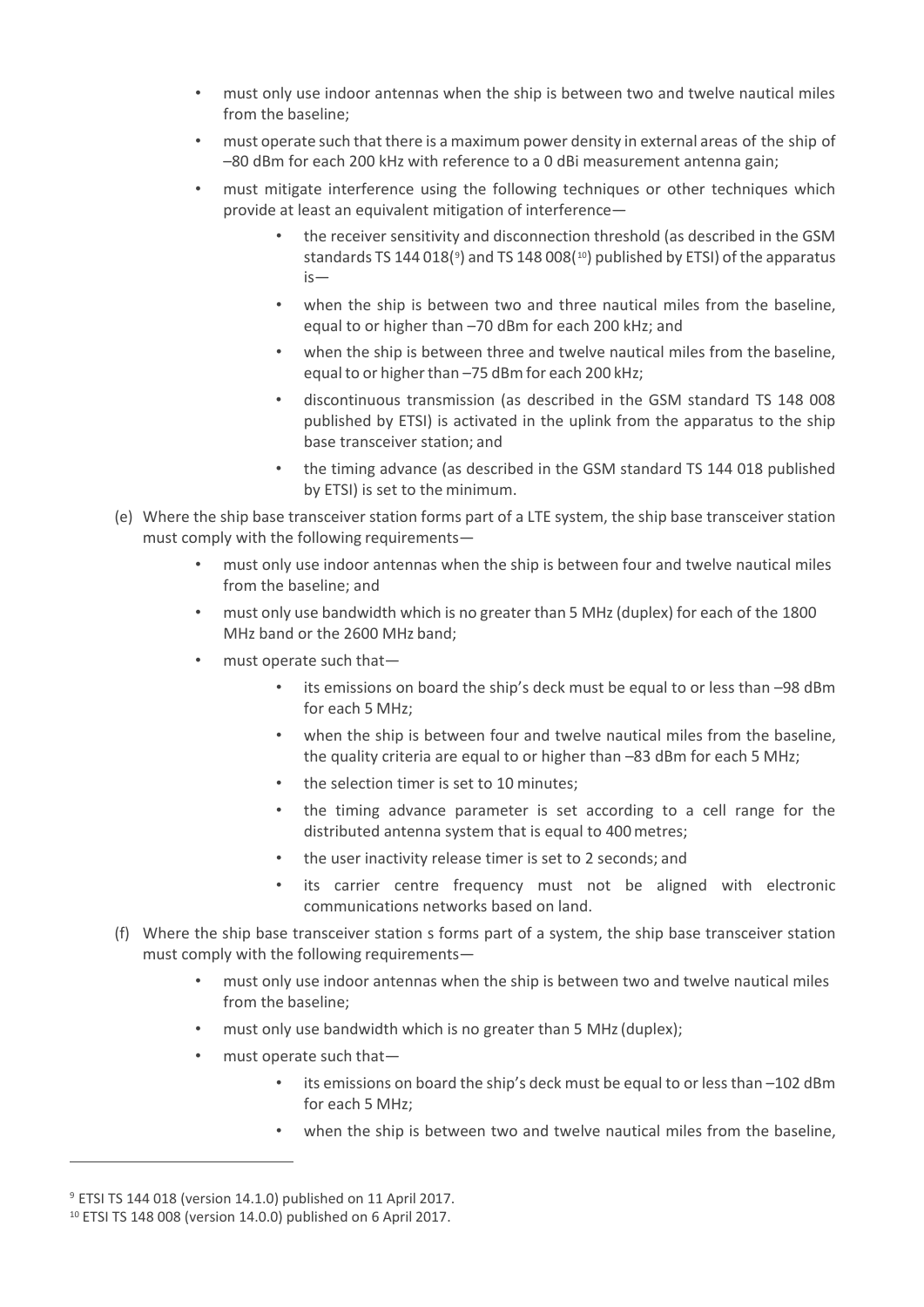- must only use indoor antennas when the ship is between two and twelve nautical miles from the baseline;
- must operate such that there is a maximum power density in external areas of the ship of –80 dBm for each 200 kHz with reference to a 0 dBi measurement antenna gain;
- must mitigate interference using the following techniques or other techniques which provide at least an equivalent mitigation of interference—
    - the receiver sensitivity and disconnection threshold (as described in the GSM standards TS 144 018([9]) and TS 148 008([10]) published by ETSI) of the apparatus is—
    - when the ship is between two and three nautical miles from the baseline, equal to or higher than –70 dBm for each 200 kHz; and
    - when the ship is between three and twelve nautical miles from the baseline, equal to or higher than –75 dBm for each 200 kHz;
    - discontinuous transmission (as described in the GSM standard TS 148 008 published by ETSI) is activated in the uplink from the apparatus to the ship base transceiver station; and
    - the timing advance (as described in the GSM standard TS 144 018 published by ETSI) is set to the minimum.

(e) Where the ship base transceiver station forms part of a LTE system, the ship base transceiver station must comply with the following requirements—

- must only use indoor antennas when the ship is between four and twelve nautical miles from the baseline; and
- must only use bandwidth which is no greater than 5 MHz (duplex) for each of the 1800 MHz band or the 2600 MHz band;
- must operate such that—
    - its emissions on board the ship's deck must be equal to or less than –98 dBm for each 5 MHz;
    - when the ship is between four and twelve nautical miles from the baseline, the quality criteria are equal to or higher than –83 dBm for each 5 MHz;
    - the selection timer is set to 10 minutes;
    - the timing advance parameter is set according to a cell range for the distributed antenna system that is equal to 400 metres;
    - the user inactivity release timer is set to 2 seconds; and
    - its carrier centre frequency must not be aligned with electronic communications networks based on land.

(f) Where the ship base transceiver station s forms part of a system, the ship base transceiver station must comply with the following requirements—

- must only use indoor antennas when the ship is between two and twelve nautical miles from the baseline;
- must only use bandwidth which is no greater than 5 MHz (duplex);
- must operate such that—
    - its emissions on board the ship's deck must be equal to or less than –102 dBm for each 5 MHz;
    - when the ship is between two and twelve nautical miles from the baseline,

[9] ETSI TS 144 018 (version 14.1.0) published on 11 April 2017.

[10] ETSI TS 148 008 (version 14.0.0) published on 6 April 2017.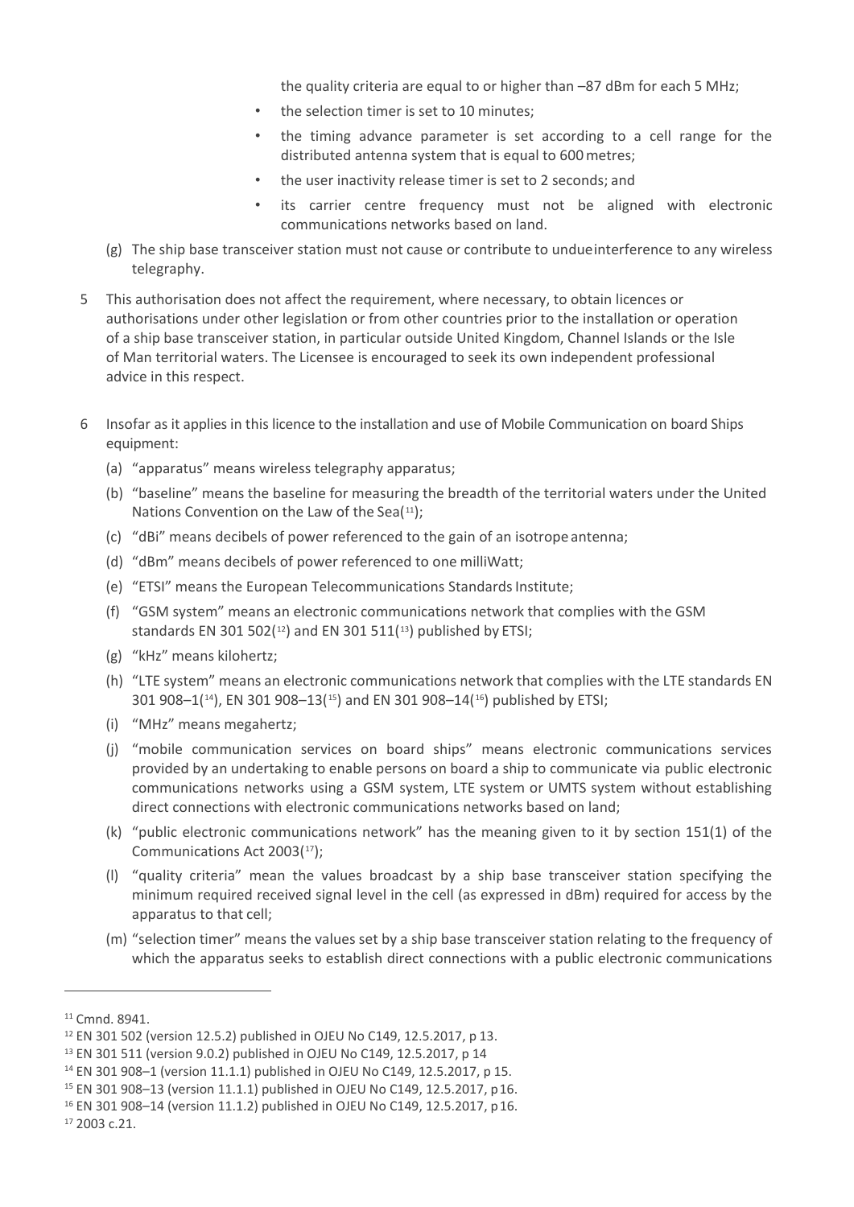the quality criteria are equal to or higher than –87 dBm for each 5 MHz;

- the selection timer is set to 10 minutes;
- the timing advance parameter is set according to a cell range for the distributed antenna system that is equal to 600 metres;
- the user inactivity release timer is set to 2 seconds; and
- its carrier centre frequency must not be aligned with electronic communications networks based on land.

(g) The ship base transceiver station must not cause or contribute to undue interference to any wireless telegraphy.

5 This authorisation does not affect the requirement, where necessary, to obtain licences or authorisations under other legislation or from other countries prior to the installation or operation of a ship base transceiver station, in particular outside United Kingdom, Channel Islands or the Isle of Man territorial waters. The Licensee is encouraged to seek its own independent professional advice in this respect.

6 Insofar as it applies in this licence to the installation and use of Mobile Communication on board Ships equipment:

(a) "apparatus" means wireless telegraphy apparatus;

(b) "baseline" means the baseline for measuring the breadth of the territorial waters under the United Nations Convention on the Law of the Sea([11]);

(c) "dBi" means decibels of power referenced to the gain of an isotrope antenna;

(d) "dBm" means decibels of power referenced to one milliWatt;

(e) "ETSI" means the European Telecommunications Standards Institute;

(f) "GSM system" means an electronic communications network that complies with the GSM standards EN 301 502([12]) and EN 301 511([13]) published by ETSI;

(g) "kHz" means kilohertz;

(h) "LTE system" means an electronic communications network that complies with the LTE standards EN 301 908–1([14]), EN 301 908–13([15]) and EN 301 908–14([16]) published by ETSI;

(i) "MHz" means megahertz;

(j) "mobile communication services on board ships" means electronic communications services provided by an undertaking to enable persons on board a ship to communicate via public electronic communications networks using a GSM system, LTE system or UMTS system without establishing direct connections with electronic communications networks based on land;

(k) "public electronic communications network" has the meaning given to it by section 151(1) of the Communications Act 2003([17]);

(l) "quality criteria" mean the values broadcast by a ship base transceiver station specifying the minimum required received signal level in the cell (as expressed in dBm) required for access by the apparatus to that cell;

(m) "selection timer" means the values set by a ship base transceiver station relating to the frequency of which the apparatus seeks to establish direct connections with a public electronic communications

---

[11] Cmnd. 8941.

[12] EN 301 502 (version 12.5.2) published in OJEU No C149, 12.5.2017, p 13.

[13] EN 301 511 (version 9.0.2) published in OJEU No C149, 12.5.2017, p 14

[14] EN 301 908–1 (version 11.1.1) published in OJEU No C149, 12.5.2017, p 15.

[15] EN 301 908–13 (version 11.1.1) published in OJEU No C149, 12.5.2017, p16.

[16] EN 301 908–14 (version 11.1.2) published in OJEU No C149, 12.5.2017, p16.

[17] 2003 c.21.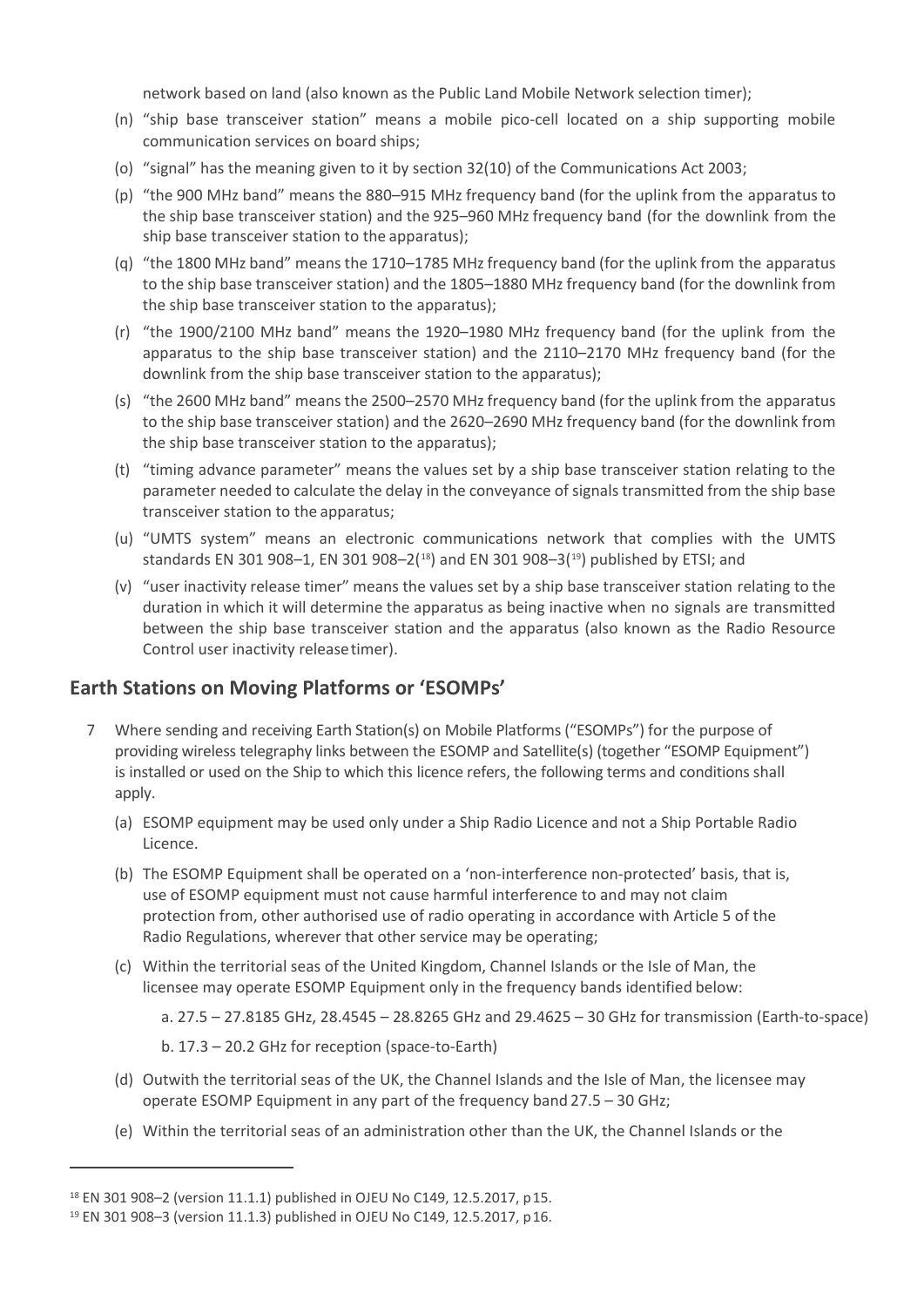network based on land (also known as the Public Land Mobile Network selection timer);

(n) "ship base transceiver station" means a mobile pico-cell located on a ship supporting mobile communication services on board ships;

(o) "signal" has the meaning given to it by section 32(10) of the Communications Act 2003;

(p) "the 900 MHz band" means the 880–915 MHz frequency band (for the uplink from the apparatus to the ship base transceiver station) and the 925–960 MHz frequency band (for the downlink from the ship base transceiver station to the apparatus);

(q) "the 1800 MHz band" means the 1710–1785 MHz frequency band (for the uplink from the apparatus to the ship base transceiver station) and the 1805–1880 MHz frequency band (for the downlink from the ship base transceiver station to the apparatus);

(r) "the 1900/2100 MHz band" means the 1920–1980 MHz frequency band (for the uplink from the apparatus to the ship base transceiver station) and the 2110–2170 MHz frequency band (for the downlink from the ship base transceiver station to the apparatus);

(s) "the 2600 MHz band" means the 2500–2570 MHz frequency band (for the uplink from the apparatus to the ship base transceiver station) and the 2620–2690 MHz frequency band (for the downlink from the ship base transceiver station to the apparatus);

(t) "timing advance parameter" means the values set by a ship base transceiver station relating to the parameter needed to calculate the delay in the conveyance of signals transmitted from the ship base transceiver station to the apparatus;

(u) "UMTS system" means an electronic communications network that complies with the UMTS standards EN 301 908–1, EN 301 908–2([18]) and EN 301 908–3([19]) published by ETSI; and

(v) "user inactivity release timer" means the values set by a ship base transceiver station relating to the duration in which it will determine the apparatus as being inactive when no signals are transmitted between the ship base transceiver station and the apparatus (also known as the Radio Resource Control user inactivity release timer).

## Earth Stations on Moving Platforms or 'ESOMPs'

7 Where sending and receiving Earth Station(s) on Mobile Platforms ("ESOMPs") for the purpose of providing wireless telegraphy links between the ESOMP and Satellite(s) (together "ESOMP Equipment") is installed or used on the Ship to which this licence refers, the following terms and conditions shall apply.

(a) ESOMP equipment may be used only under a Ship Radio Licence and not a Ship Portable Radio Licence.

(b) The ESOMP Equipment shall be operated on a 'non-interference non-protected' basis, that is, use of ESOMP equipment must not cause harmful interference to and may not claim protection from, other authorised use of radio operating in accordance with Article 5 of the Radio Regulations, wherever that other service may be operating;

(c) Within the territorial seas of the United Kingdom, Channel Islands or the Isle of Man, the licensee may operate ESOMP Equipment only in the frequency bands identified below:

a. 27.5 – 27.8185 GHz, 28.4545 – 28.8265 GHz and 29.4625 – 30 GHz for transmission (Earth-to-space)

b. 17.3 – 20.2 GHz for reception (space-to-Earth)

(d) Outwith the territorial seas of the UK, the Channel Islands and the Isle of Man, the licensee may operate ESOMP Equipment in any part of the frequency band 27.5 – 30 GHz;

(e) Within the territorial seas of an administration other than the UK, the Channel Islands or the

---

[18] EN 301 908–2 (version 11.1.1) published in OJEU No C149, 12.5.2017, p15.

[19] EN 301 908–3 (version 11.1.3) published in OJEU No C149, 12.5.2017, p16.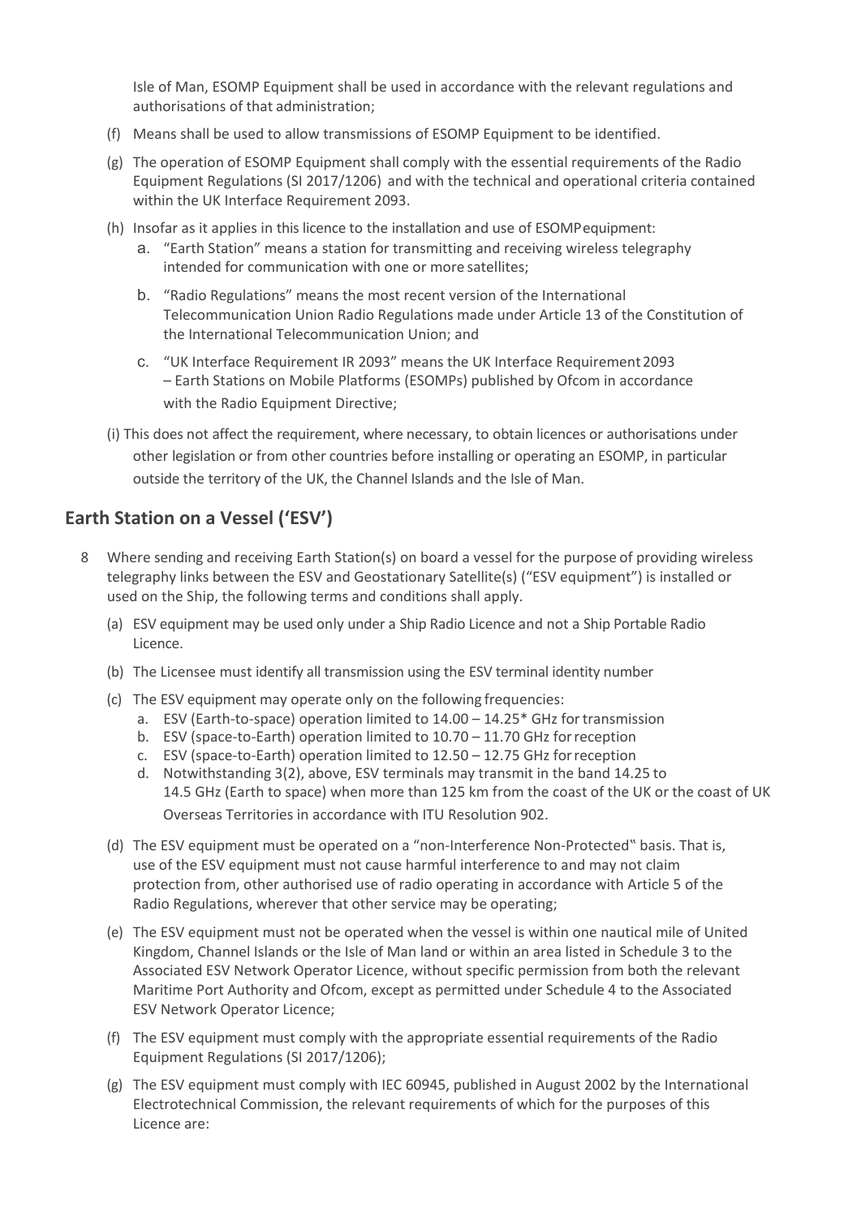Isle of Man, ESOMP Equipment shall be used in accordance with the relevant regulations and authorisations of that administration;

(f) Means shall be used to allow transmissions of ESOMP Equipment to be identified.

(g) The operation of ESOMP Equipment shall comply with the essential requirements of the Radio Equipment Regulations (SI 2017/1206) and with the technical and operational criteria contained within the UK Interface Requirement 2093.

(h) Insofar as it applies in this licence to the installation and use of ESOMP equipment:

a. "Earth Station" means a station for transmitting and receiving wireless telegraphy intended for communication with one or more satellites;

b. "Radio Regulations" means the most recent version of the International Telecommunication Union Radio Regulations made under Article 13 of the Constitution of the International Telecommunication Union; and

c. "UK Interface Requirement IR 2093" means the UK Interface Requirement 2093 – Earth Stations on Mobile Platforms (ESOMPs) published by Ofcom in accordance with the Radio Equipment Directive;

(i) This does not affect the requirement, where necessary, to obtain licences or authorisations under other legislation or from other countries before installing or operating an ESOMP, in particular outside the territory of the UK, the Channel Islands and the Isle of Man.

## Earth Station on a Vessel ('ESV')

8 Where sending and receiving Earth Station(s) on board a vessel for the purpose of providing wireless telegraphy links between the ESV and Geostationary Satellite(s) ("ESV equipment") is installed or used on the Ship, the following terms and conditions shall apply.

(a) ESV equipment may be used only under a Ship Radio Licence and not a Ship Portable Radio Licence.

(b) The Licensee must identify all transmission using the ESV terminal identity number

(c) The ESV equipment may operate only on the following frequencies:

a. ESV (Earth-to-space) operation limited to 14.00 – 14.25* GHz for transmission

b. ESV (space-to-Earth) operation limited to 10.70 – 11.70 GHz for reception

c. ESV (space-to-Earth) operation limited to 12.50 – 12.75 GHz for reception

d. Notwithstanding 3(2), above, ESV terminals may transmit in the band 14.25 to 14.5 GHz (Earth to space) when more than 125 km from the coast of the UK or the coast of UK Overseas Territories in accordance with ITU Resolution 902.

(d) The ESV equipment must be operated on a "non-Interference Non-Protected" basis. That is, use of the ESV equipment must not cause harmful interference to and may not claim protection from, other authorised use of radio operating in accordance with Article 5 of the Radio Regulations, wherever that other service may be operating;

(e) The ESV equipment must not be operated when the vessel is within one nautical mile of United Kingdom, Channel Islands or the Isle of Man land or within an area listed in Schedule 3 to the Associated ESV Network Operator Licence, without specific permission from both the relevant Maritime Port Authority and Ofcom, except as permitted under Schedule 4 to the Associated ESV Network Operator Licence;

(f) The ESV equipment must comply with the appropriate essential requirements of the Radio Equipment Regulations (SI 2017/1206);

(g) The ESV equipment must comply with IEC 60945, published in August 2002 by the International Electrotechnical Commission, the relevant requirements of which for the purposes of this Licence are: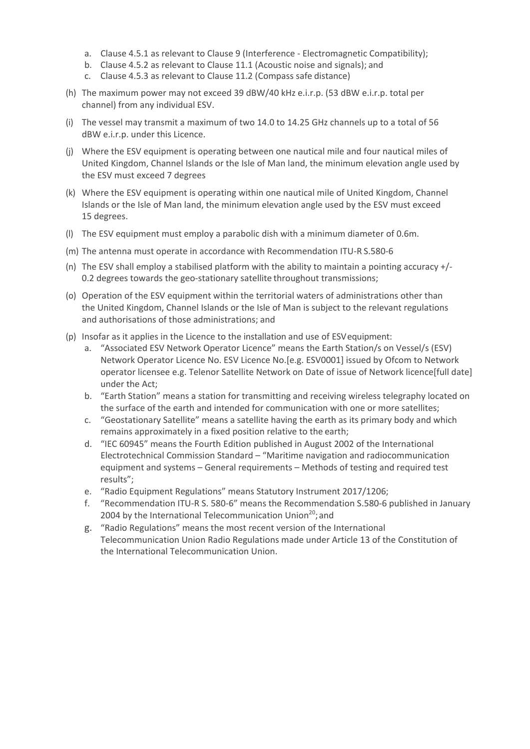a. Clause 4.5.1 as relevant to Clause 9 (Interference - Electromagnetic Compatibility);
b. Clause 4.5.2 as relevant to Clause 11.1 (Acoustic noise and signals); and
c. Clause 4.5.3 as relevant to Clause 11.2 (Compass safe distance)

(h) The maximum power may not exceed 39 dBW/40 kHz e.i.r.p. (53 dBW e.i.r.p. total per channel) from any individual ESV.

(i) The vessel may transmit a maximum of two 14.0 to 14.25 GHz channels up to a total of 56 dBW e.i.r.p. under this Licence.

(j) Where the ESV equipment is operating between one nautical mile and four nautical miles of United Kingdom, Channel Islands or the Isle of Man land, the minimum elevation angle used by the ESV must exceed 7 degrees

(k) Where the ESV equipment is operating within one nautical mile of United Kingdom, Channel Islands or the Isle of Man land, the minimum elevation angle used by the ESV must exceed 15 degrees.

(l) The ESV equipment must employ a parabolic dish with a minimum diameter of 0.6m.

(m) The antenna must operate in accordance with Recommendation ITU-R S.580-6

(n) The ESV shall employ a stabilised platform with the ability to maintain a pointing accuracy +/- 0.2 degrees towards the geo-stationary satellite throughout transmissions;

(o) Operation of the ESV equipment within the territorial waters of administrations other than the United Kingdom, Channel Islands or the Isle of Man is subject to the relevant regulations and authorisations of those administrations; and

(p) Insofar as it applies in the Licence to the installation and use of ESV equipment:
a. "Associated ESV Network Operator Licence" means the Earth Station/s on Vessel/s (ESV) Network Operator Licence No. ESV Licence No.[e.g. ESV0001] issued by Ofcom to Network operator licensee e.g. Telenor Satellite Network on Date of issue of Network licence[full date] under the Act;
b. "Earth Station" means a station for transmitting and receiving wireless telegraphy located on the surface of the earth and intended for communication with one or more satellites;
c. "Geostationary Satellite" means a satellite having the earth as its primary body and which remains approximately in a fixed position relative to the earth;
d. "IEC 60945" means the Fourth Edition published in August 2002 of the International Electrotechnical Commission Standard – "Maritime navigation and radiocommunication equipment and systems – General requirements – Methods of testing and required test results";
e. "Radio Equipment Regulations" means Statutory Instrument 2017/1206;
f. "Recommendation ITU-R S. 580-6" means the Recommendation S.580-6 published in January 2004 by the International Telecommunication Union[20]; and
g. "Radio Regulations" means the most recent version of the International Telecommunication Union Radio Regulations made under Article 13 of the Constitution of the International Telecommunication Union.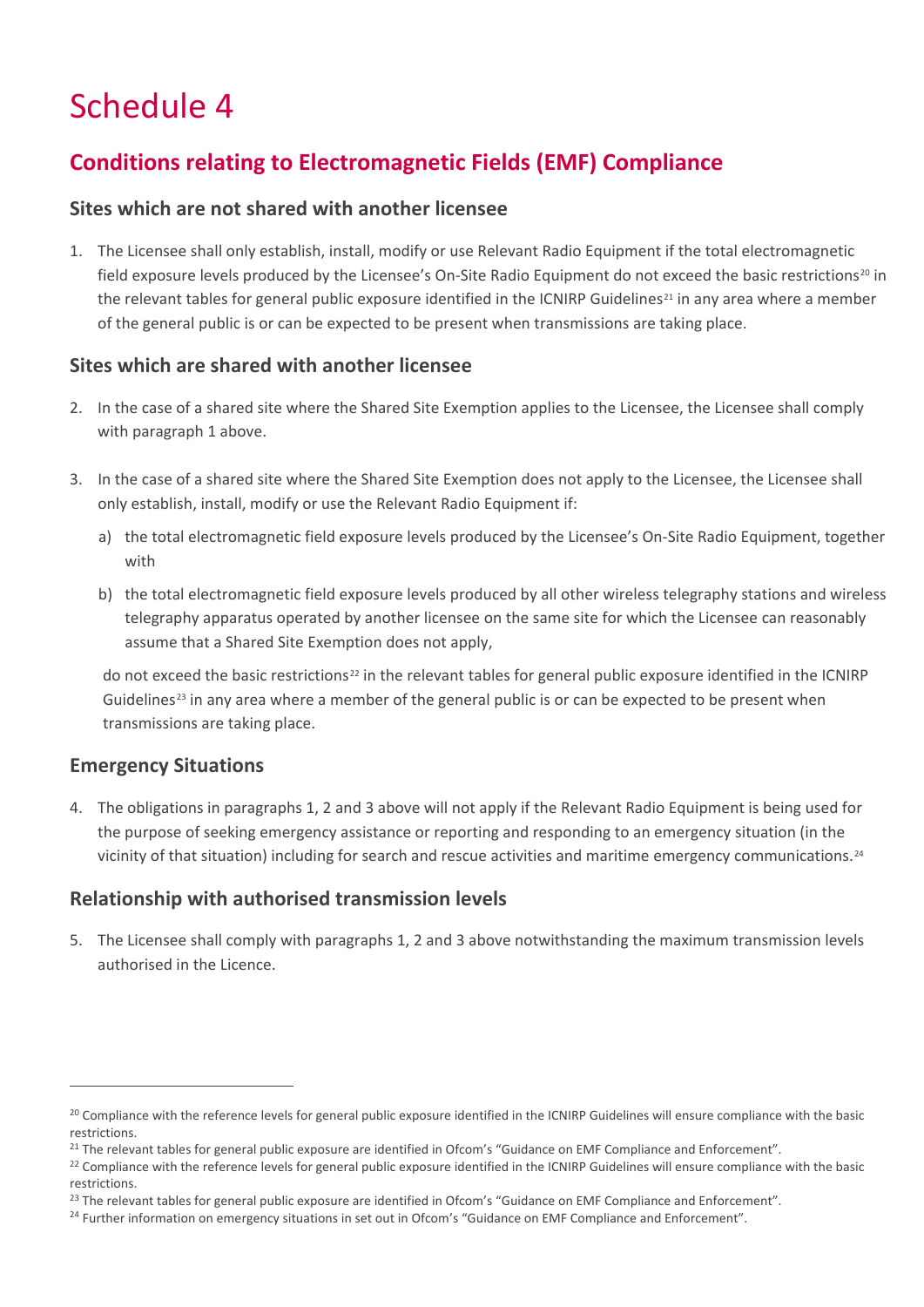# Schedule 4

## Conditions relating to Electromagnetic Fields (EMF) Compliance

### Sites which are not shared with another licensee

1. The Licensee shall only establish, install, modify or use Relevant Radio Equipment if the total electromagnetic field exposure levels produced by the Licensee's On-Site Radio Equipment do not exceed the basic restrictions[20] in the relevant tables for general public exposure identified in the ICNIRP Guidelines[21] in any area where a member of the general public is or can be expected to be present when transmissions are taking place.

### Sites which are shared with another licensee

2. In the case of a shared site where the Shared Site Exemption applies to the Licensee, the Licensee shall comply with paragraph 1 above.

3. In the case of a shared site where the Shared Site Exemption does not apply to the Licensee, the Licensee shall only establish, install, modify or use the Relevant Radio Equipment if:

   a) the total electromagnetic field exposure levels produced by the Licensee's On-Site Radio Equipment, together with

   b) the total electromagnetic field exposure levels produced by all other wireless telegraphy stations and wireless telegraphy apparatus operated by another licensee on the same site for which the Licensee can reasonably assume that a Shared Site Exemption does not apply,

   do not exceed the basic restrictions[22] in the relevant tables for general public exposure identified in the ICNIRP Guidelines[23] in any area where a member of the general public is or can be expected to be present when transmissions are taking place.

### Emergency Situations

4. The obligations in paragraphs 1, 2 and 3 above will not apply if the Relevant Radio Equipment is being used for the purpose of seeking emergency assistance or reporting and responding to an emergency situation (in the vicinity of that situation) including for search and rescue activities and maritime emergency communications.[24]

### Relationship with authorised transmission levels

5. The Licensee shall comply with paragraphs 1, 2 and 3 above notwithstanding the maximum transmission levels authorised in the Licence.

---

[20] Compliance with the reference levels for general public exposure identified in the ICNIRP Guidelines will ensure compliance with the basic restrictions.

[21] The relevant tables for general public exposure are identified in Ofcom's "Guidance on EMF Compliance and Enforcement".

[22] Compliance with the reference levels for general public exposure identified in the ICNIRP Guidelines will ensure compliance with the basic restrictions.

[23] The relevant tables for general public exposure are identified in Ofcom's "Guidance on EMF Compliance and Enforcement".

[24] Further information on emergency situations in set out in Ofcom's "Guidance on EMF Compliance and Enforcement".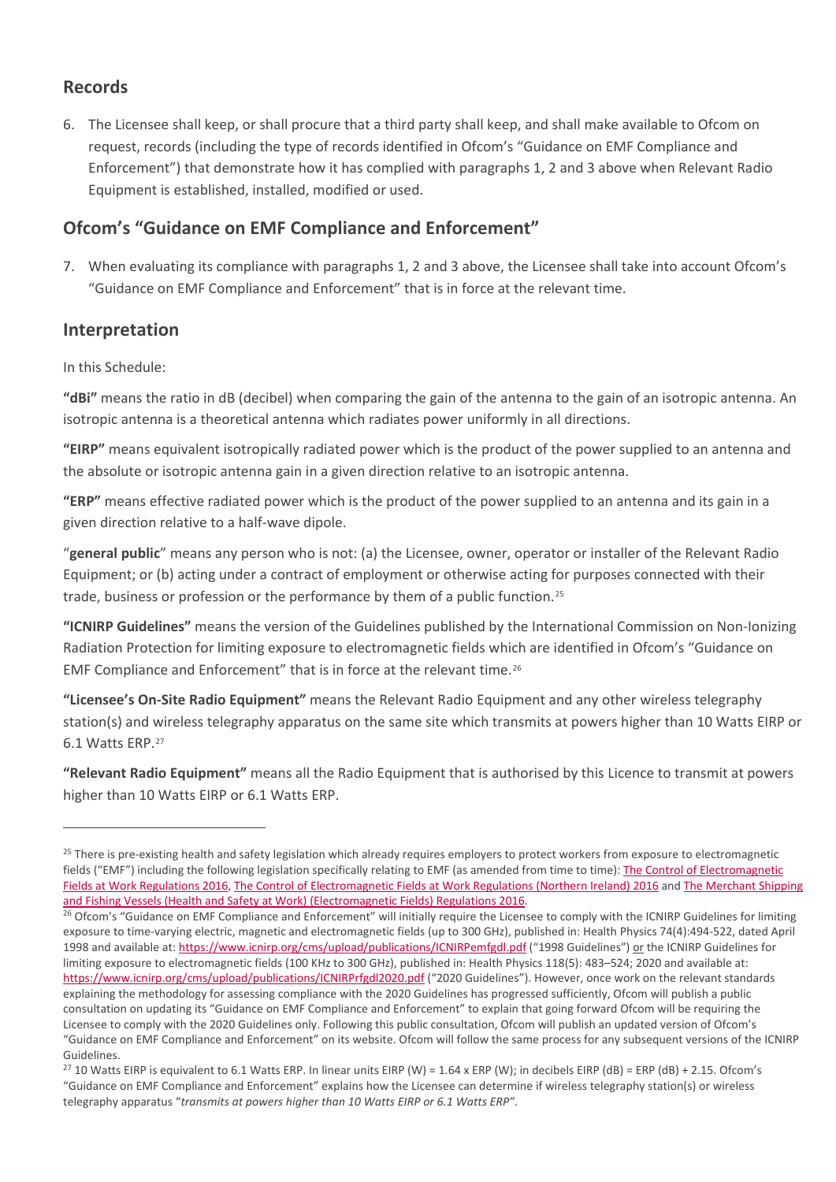## Records

6. The Licensee shall keep, or shall procure that a third party shall keep, and shall make available to Ofcom on request, records (including the type of records identified in Ofcom's "Guidance on EMF Compliance and Enforcement") that demonstrate how it has complied with paragraphs 1, 2 and 3 above when Relevant Radio Equipment is established, installed, modified or used.

## Ofcom's "Guidance on EMF Compliance and Enforcement"

7. When evaluating its compliance with paragraphs 1, 2 and 3 above, the Licensee shall take into account Ofcom's "Guidance on EMF Compliance and Enforcement" that is in force at the relevant time.

## Interpretation

In this Schedule:

**"dBi"** means the ratio in dB (decibel) when comparing the gain of the antenna to the gain of an isotropic antenna. An isotropic antenna is a theoretical antenna which radiates power uniformly in all directions.

**"EIRP"** means equivalent isotropically radiated power which is the product of the power supplied to an antenna and the absolute or isotropic antenna gain in a given direction relative to an isotropic antenna.

**"ERP"** means effective radiated power which is the product of the power supplied to an antenna and its gain in a given direction relative to a half-wave dipole.

"**general public**" means any person who is not: (a) the Licensee, owner, operator or installer of the Relevant Radio Equipment; or (b) acting under a contract of employment or otherwise acting for purposes connected with their trade, business or profession or the performance by them of a public function.[25]

**"ICNIRP Guidelines"** means the version of the Guidelines published by the International Commission on Non-Ionizing Radiation Protection for limiting exposure to electromagnetic fields which are identified in Ofcom's "Guidance on EMF Compliance and Enforcement" that is in force at the relevant time.[26]

**"Licensee's On-Site Radio Equipment"** means the Relevant Radio Equipment and any other wireless telegraphy station(s) and wireless telegraphy apparatus on the same site which transmits at powers higher than 10 Watts EIRP or 6.1 Watts ERP.[27]

**"Relevant Radio Equipment"** means all the Radio Equipment that is authorised by this Licence to transmit at powers higher than 10 Watts EIRP or 6.1 Watts ERP.

---

[25] There is pre-existing health and safety legislation which already requires employers to protect workers from exposure to electromagnetic fields ("EMF") including the following legislation specifically relating to EMF (as amended from time to time): The Control of Electromagnetic Fields at Work Regulations 2016, The Control of Electromagnetic Fields at Work Regulations (Northern Ireland) 2016 and The Merchant Shipping and Fishing Vessels (Health and Safety at Work) (Electromagnetic Fields) Regulations 2016.

[26] Ofcom's "Guidance on EMF Compliance and Enforcement" will initially require the Licensee to comply with the ICNIRP Guidelines for limiting exposure to time-varying electric, magnetic and electromagnetic fields (up to 300 GHz), published in: Health Physics 74(4):494-522, dated April 1998 and available at: https://www.icnirp.org/cms/upload/publications/ICNIRPemfgdl.pdf ("1998 Guidelines") or the ICNIRP Guidelines for limiting exposure to electromagnetic fields (100 KHz to 300 GHz), published in: Health Physics 118(5): 483–524; 2020 and available at: https://www.icnirp.org/cms/upload/publications/ICNIRPrfgdl2020.pdf ("2020 Guidelines"). However, once work on the relevant standards explaining the methodology for assessing compliance with the 2020 Guidelines has progressed sufficiently, Ofcom will publish a public consultation on updating its "Guidance on EMF Compliance and Enforcement" to explain that going forward Ofcom will be requiring the Licensee to comply with the 2020 Guidelines only. Following this public consultation, Ofcom will publish an updated version of Ofcom's "Guidance on EMF Compliance and Enforcement" on its website. Ofcom will follow the same process for any subsequent versions of the ICNIRP Guidelines.

[27] 10 Watts EIRP is equivalent to 6.1 Watts ERP. In linear units EIRP (W) = 1.64 x ERP (W); in decibels EIRP (dB) = ERP (dB) + 2.15. Ofcom's "Guidance on EMF Compliance and Enforcement" explains how the Licensee can determine if wireless telegraphy station(s) or wireless telegraphy apparatus "*transmits at powers higher than 10 Watts EIRP or 6.1 Watts ERP"*.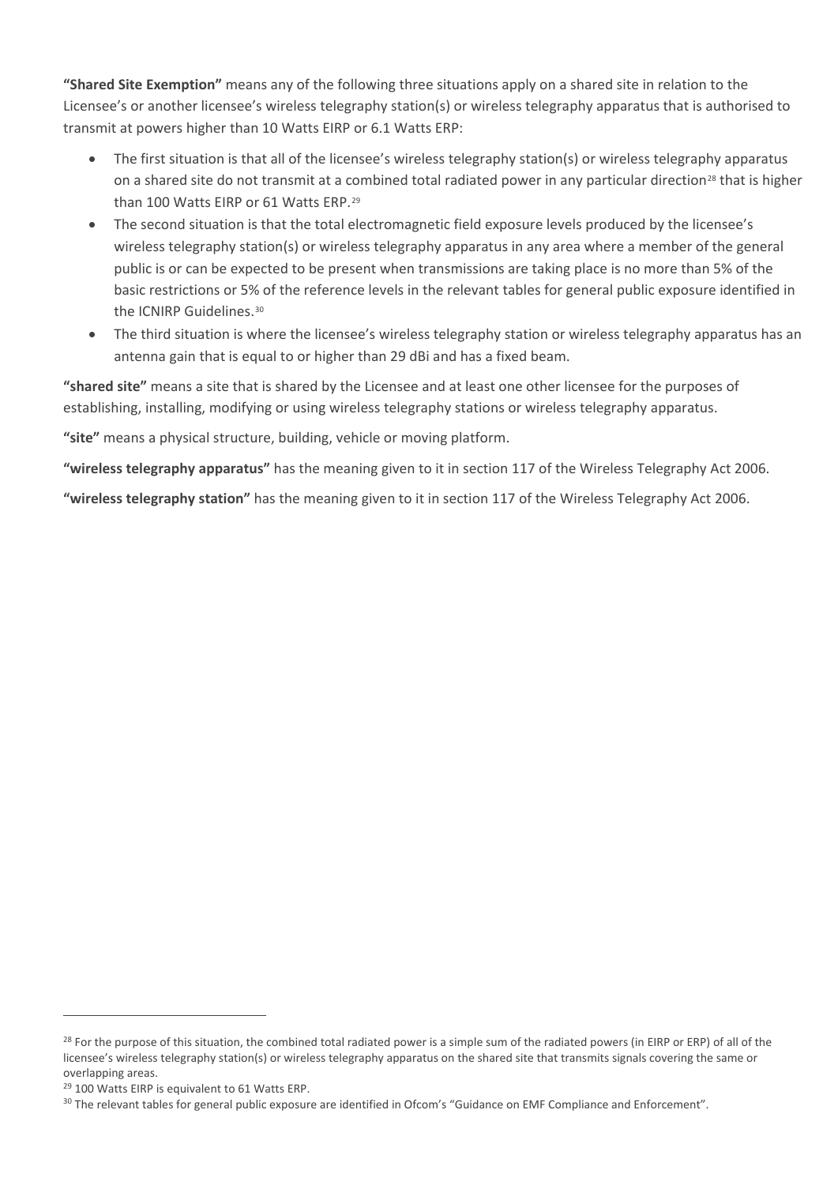**"Shared Site Exemption"** means any of the following three situations apply on a shared site in relation to the Licensee's or another licensee's wireless telegraphy station(s) or wireless telegraphy apparatus that is authorised to transmit at powers higher than 10 Watts EIRP or 6.1 Watts ERP:

- The first situation is that all of the licensee's wireless telegraphy station(s) or wireless telegraphy apparatus on a shared site do not transmit at a combined total radiated power in any particular direction[28] that is higher than 100 Watts EIRP or 61 Watts ERP.[29]
- The second situation is that the total electromagnetic field exposure levels produced by the licensee's wireless telegraphy station(s) or wireless telegraphy apparatus in any area where a member of the general public is or can be expected to be present when transmissions are taking place is no more than 5% of the basic restrictions or 5% of the reference levels in the relevant tables for general public exposure identified in the ICNIRP Guidelines.[30]
- The third situation is where the licensee's wireless telegraphy station or wireless telegraphy apparatus has an antenna gain that is equal to or higher than 29 dBi and has a fixed beam.

**"shared site"** means a site that is shared by the Licensee and at least one other licensee for the purposes of establishing, installing, modifying or using wireless telegraphy stations or wireless telegraphy apparatus.

**"site"** means a physical structure, building, vehicle or moving platform.

**"wireless telegraphy apparatus"** has the meaning given to it in section 117 of the Wireless Telegraphy Act 2006.

**"wireless telegraphy station"** has the meaning given to it in section 117 of the Wireless Telegraphy Act 2006.

---

[28] For the purpose of this situation, the combined total radiated power is a simple sum of the radiated powers (in EIRP or ERP) of all of the licensee's wireless telegraphy station(s) or wireless telegraphy apparatus on the shared site that transmits signals covering the same or overlapping areas.

[29] 100 Watts EIRP is equivalent to 61 Watts ERP.

[30] The relevant tables for general public exposure are identified in Ofcom's "Guidance on EMF Compliance and Enforcement".